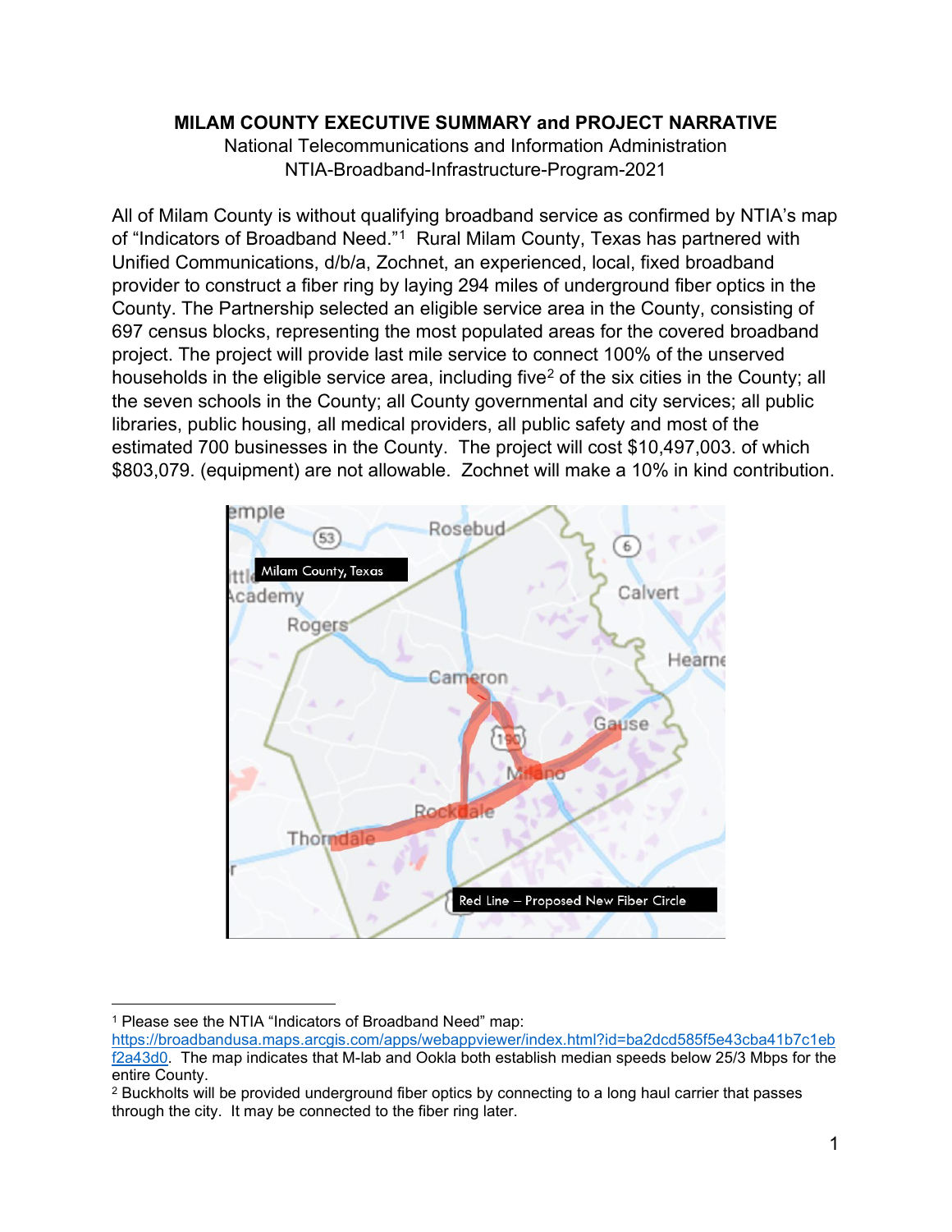**MILAM COUNTY EXECUTIVE SUMMARY and PROJECT NARRATIVE**

National Telecommunications and Information Administration
NTIA-Broadband-Infrastructure-Program-2021

All of Milam County is without qualifying broadband service as confirmed by NTIA's map of "Indicators of Broadband Need."[1] Rural Milam County, Texas has partnered with Unified Communications, d/b/a, Zochnet, an experienced, local, fixed broadband provider to construct a fiber ring by laying 294 miles of underground fiber optics in the County. The Partnership selected an eligible service area in the County, consisting of 697 census blocks, representing the most populated areas for the covered broadband project. The project will provide last mile service to connect 100% of the unserved households in the eligible service area, including five[2] of the six cities in the County; all the seven schools in the County; all County governmental and city services; all public libraries, public housing, all medical providers, all public safety and most of the estimated 700 businesses in the County. The project will cost $10,497,003. of which $803,079. (equipment) are not allowable. Zochnet will make a 10% in kind contribution.

---

[1] Please see the NTIA "Indicators of Broadband Need" map: https://broadbandusa.maps.arcgis.com/apps/webappviewer/index.html?id=ba2dcd585f5e43cba41b7c1ebf2a43d0. The map indicates that M-lab and Ookla both establish median speeds below 25/3 Mbps for the entire County.

[2] Buckholts will be provided underground fiber optics by connecting to a long haul carrier that passes through the city. It may be connected to the fiber ring later.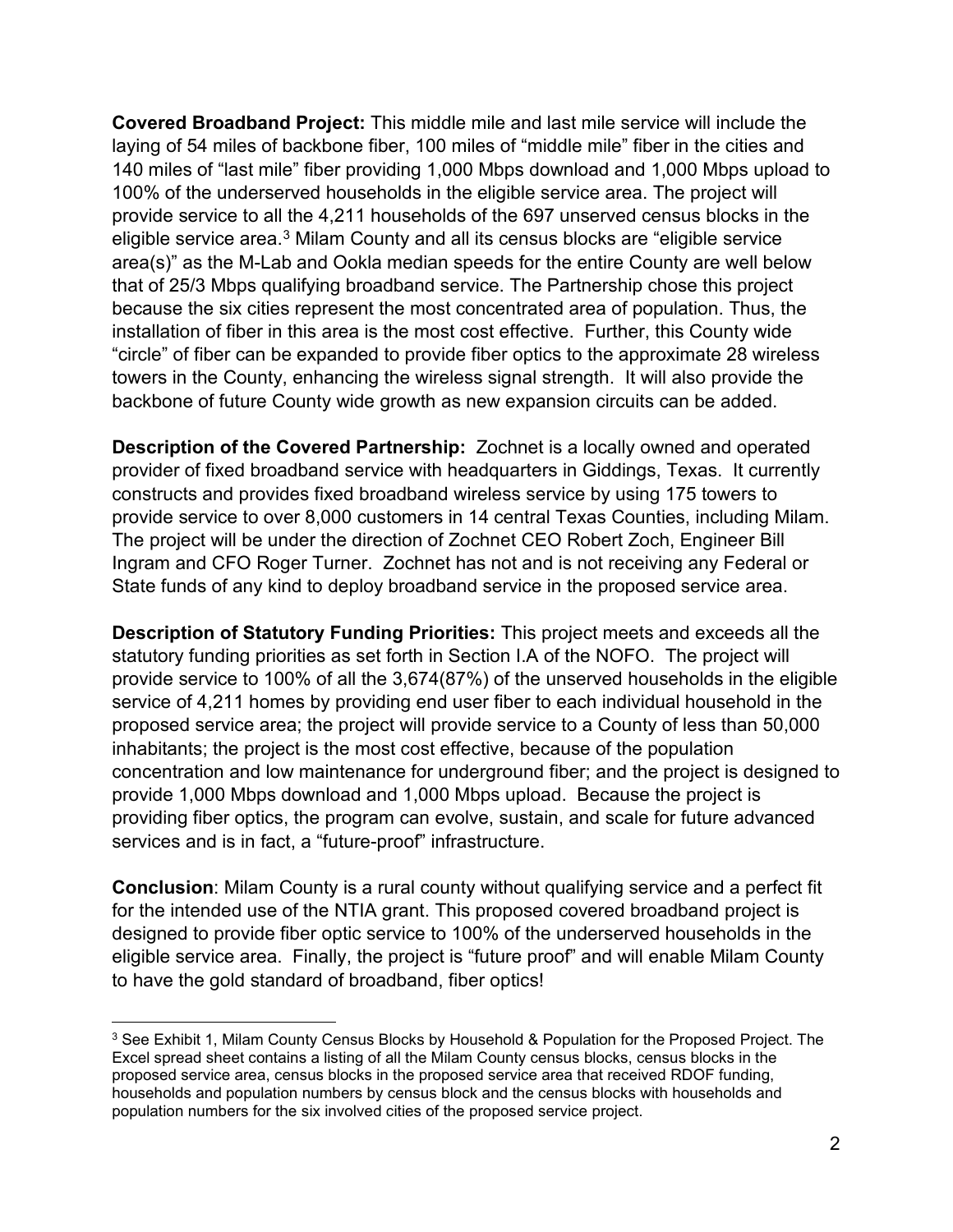**Covered Broadband Project:** This middle mile and last mile service will include the laying of 54 miles of backbone fiber, 100 miles of "middle mile" fiber in the cities and 140 miles of "last mile" fiber providing 1,000 Mbps download and 1,000 Mbps upload to 100% of the underserved households in the eligible service area. The project will provide service to all the 4,211 households of the 697 unserved census blocks in the eligible service area.[3] Milam County and all its census blocks are "eligible service area(s)" as the M-Lab and Ookla median speeds for the entire County are well below that of 25/3 Mbps qualifying broadband service. The Partnership chose this project because the six cities represent the most concentrated area of population. Thus, the installation of fiber in this area is the most cost effective. Further, this County wide "circle" of fiber can be expanded to provide fiber optics to the approximate 28 wireless towers in the County, enhancing the wireless signal strength. It will also provide the backbone of future County wide growth as new expansion circuits can be added.

**Description of the Covered Partnership:** Zochnet is a locally owned and operated provider of fixed broadband service with headquarters in Giddings, Texas. It currently constructs and provides fixed broadband wireless service by using 175 towers to provide service to over 8,000 customers in 14 central Texas Counties, including Milam. The project will be under the direction of Zochnet CEO Robert Zoch, Engineer Bill Ingram and CFO Roger Turner. Zochnet has not and is not receiving any Federal or State funds of any kind to deploy broadband service in the proposed service area.

**Description of Statutory Funding Priorities:** This project meets and exceeds all the statutory funding priorities as set forth in Section I.A of the NOFO. The project will provide service to 100% of all the 3,674(87%) of the unserved households in the eligible service of 4,211 homes by providing end user fiber to each individual household in the proposed service area; the project will provide service to a County of less than 50,000 inhabitants; the project is the most cost effective, because of the population concentration and low maintenance for underground fiber; and the project is designed to provide 1,000 Mbps download and 1,000 Mbps upload. Because the project is providing fiber optics, the program can evolve, sustain, and scale for future advanced services and is in fact, a "future-proof" infrastructure.

**Conclusion**: Milam County is a rural county without qualifying service and a perfect fit for the intended use of the NTIA grant. This proposed covered broadband project is designed to provide fiber optic service to 100% of the underserved households in the eligible service area. Finally, the project is "future proof" and will enable Milam County to have the gold standard of broadband, fiber optics!

---

[3] See Exhibit 1, Milam County Census Blocks by Household & Population for the Proposed Project. The Excel spread sheet contains a listing of all the Milam County census blocks, census blocks in the proposed service area, census blocks in the proposed service area that received RDOF funding, households and population numbers by census block and the census blocks with households and population numbers for the six involved cities of the proposed service project.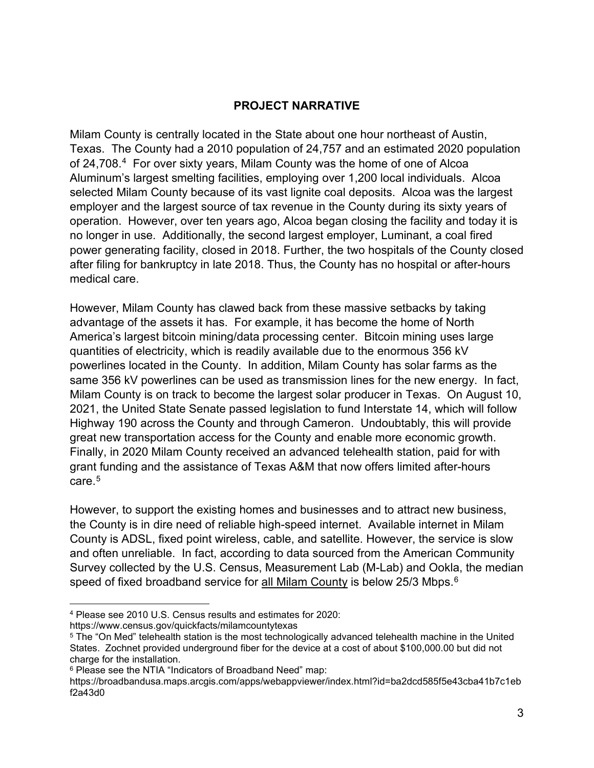## PROJECT NARRATIVE

Milam County is centrally located in the State about one hour northeast of Austin, Texas. The County had a 2010 population of 24,757 and an estimated 2020 population of 24,708.[4] For over sixty years, Milam County was the home of one of Alcoa Aluminum's largest smelting facilities, employing over 1,200 local individuals. Alcoa selected Milam County because of its vast lignite coal deposits. Alcoa was the largest employer and the largest source of tax revenue in the County during its sixty years of operation. However, over ten years ago, Alcoa began closing the facility and today it is no longer in use. Additionally, the second largest employer, Luminant, a coal fired power generating facility, closed in 2018. Further, the two hospitals of the County closed after filing for bankruptcy in late 2018. Thus, the County has no hospital or after-hours medical care.

However, Milam County has clawed back from these massive setbacks by taking advantage of the assets it has. For example, it has become the home of North America's largest bitcoin mining/data processing center. Bitcoin mining uses large quantities of electricity, which is readily available due to the enormous 356 kV powerlines located in the County. In addition, Milam County has solar farms as the same 356 kV powerlines can be used as transmission lines for the new energy. In fact, Milam County is on track to become the largest solar producer in Texas. On August 10, 2021, the United State Senate passed legislation to fund Interstate 14, which will follow Highway 190 across the County and through Cameron. Undoubtably, this will provide great new transportation access for the County and enable more economic growth. Finally, in 2020 Milam County received an advanced telehealth station, paid for with grant funding and the assistance of Texas A&M that now offers limited after-hours care.[5]

However, to support the existing homes and businesses and to attract new business, the County is in dire need of reliable high-speed internet. Available internet in Milam County is ADSL, fixed point wireless, cable, and satellite. However, the service is slow and often unreliable. In fact, according to data sourced from the American Community Survey collected by the U.S. Census, Measurement Lab (M-Lab) and Ookla, the median speed of fixed broadband service for <u>all Milam County</u> is below 25/3 Mbps.[6]

---

[4] Please see 2010 U.S. Census results and estimates for 2020: https://www.census.gov/quickfacts/milamcountytexas

[5] The "On Med" telehealth station is the most technologically advanced telehealth machine in the United States. Zochnet provided underground fiber for the device at a cost of about $100,000.00 but did not charge for the installation.

[6] Please see the NTIA "Indicators of Broadband Need" map: https://broadbandusa.maps.arcgis.com/apps/webappviewer/index.html?id=ba2dcd585f5e43cba41b7c1ebf2a43d0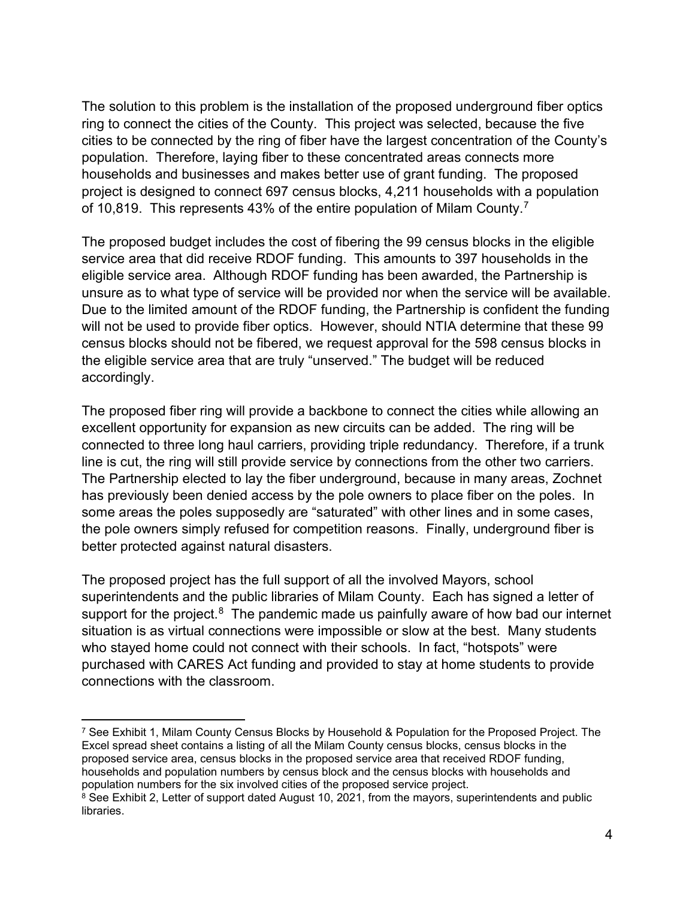The solution to this problem is the installation of the proposed underground fiber optics ring to connect the cities of the County. This project was selected, because the five cities to be connected by the ring of fiber have the largest concentration of the County's population. Therefore, laying fiber to these concentrated areas connects more households and businesses and makes better use of grant funding. The proposed project is designed to connect 697 census blocks, 4,211 households with a population of 10,819. This represents 43% of the entire population of Milam County.[7]

The proposed budget includes the cost of fibering the 99 census blocks in the eligible service area that did receive RDOF funding. This amounts to 397 households in the eligible service area. Although RDOF funding has been awarded, the Partnership is unsure as to what type of service will be provided nor when the service will be available. Due to the limited amount of the RDOF funding, the Partnership is confident the funding will not be used to provide fiber optics. However, should NTIA determine that these 99 census blocks should not be fibered, we request approval for the 598 census blocks in the eligible service area that are truly "unserved." The budget will be reduced accordingly.

The proposed fiber ring will provide a backbone to connect the cities while allowing an excellent opportunity for expansion as new circuits can be added. The ring will be connected to three long haul carriers, providing triple redundancy. Therefore, if a trunk line is cut, the ring will still provide service by connections from the other two carriers. The Partnership elected to lay the fiber underground, because in many areas, Zochnet has previously been denied access by the pole owners to place fiber on the poles. In some areas the poles supposedly are "saturated" with other lines and in some cases, the pole owners simply refused for competition reasons. Finally, underground fiber is better protected against natural disasters.

The proposed project has the full support of all the involved Mayors, school superintendents and the public libraries of Milam County. Each has signed a letter of support for the project.[8] The pandemic made us painfully aware of how bad our internet situation is as virtual connections were impossible or slow at the best. Many students who stayed home could not connect with their schools. In fact, "hotspots" were purchased with CARES Act funding and provided to stay at home students to provide connections with the classroom.

---

[7] See Exhibit 1, Milam County Census Blocks by Household & Population for the Proposed Project. The Excel spread sheet contains a listing of all the Milam County census blocks, census blocks in the proposed service area, census blocks in the proposed service area that received RDOF funding, households and population numbers by census block and the census blocks with households and population numbers for the six involved cities of the proposed service project.

[8] See Exhibit 2, Letter of support dated August 10, 2021, from the mayors, superintendents and public libraries.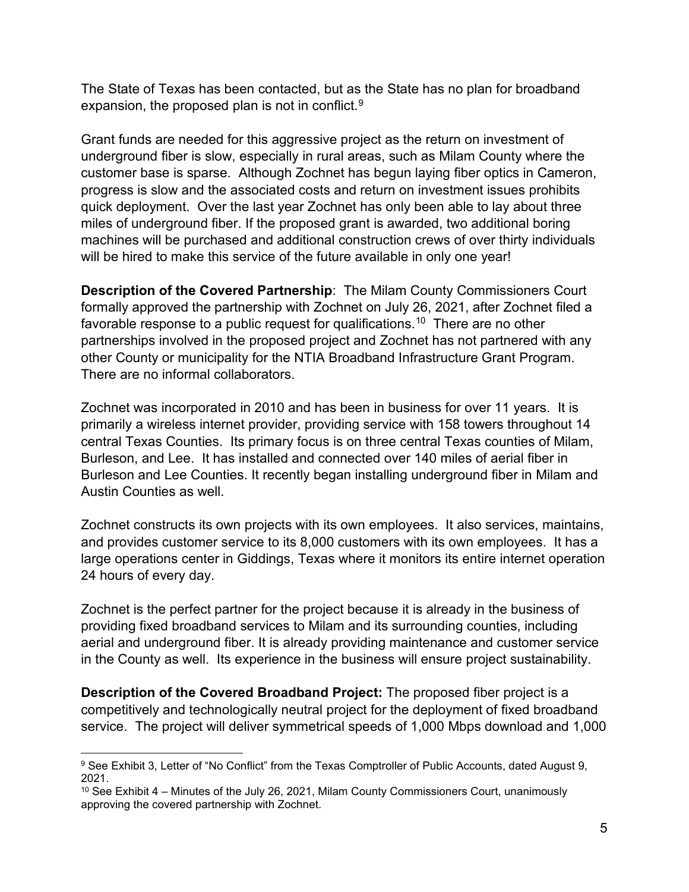The State of Texas has been contacted, but as the State has no plan for broadband expansion, the proposed plan is not in conflict.[9]

Grant funds are needed for this aggressive project as the return on investment of underground fiber is slow, especially in rural areas, such as Milam County where the customer base is sparse. Although Zochnet has begun laying fiber optics in Cameron, progress is slow and the associated costs and return on investment issues prohibits quick deployment. Over the last year Zochnet has only been able to lay about three miles of underground fiber. If the proposed grant is awarded, two additional boring machines will be purchased and additional construction crews of over thirty individuals will be hired to make this service of the future available in only one year!

**Description of the Covered Partnership**: The Milam County Commissioners Court formally approved the partnership with Zochnet on July 26, 2021, after Zochnet filed a favorable response to a public request for qualifications.[10] There are no other partnerships involved in the proposed project and Zochnet has not partnered with any other County or municipality for the NTIA Broadband Infrastructure Grant Program. There are no informal collaborators.

Zochnet was incorporated in 2010 and has been in business for over 11 years. It is primarily a wireless internet provider, providing service with 158 towers throughout 14 central Texas Counties. Its primary focus is on three central Texas counties of Milam, Burleson, and Lee. It has installed and connected over 140 miles of aerial fiber in Burleson and Lee Counties. It recently began installing underground fiber in Milam and Austin Counties as well.

Zochnet constructs its own projects with its own employees. It also services, maintains, and provides customer service to its 8,000 customers with its own employees. It has a large operations center in Giddings, Texas where it monitors its entire internet operation 24 hours of every day.

Zochnet is the perfect partner for the project because it is already in the business of providing fixed broadband services to Milam and its surrounding counties, including aerial and underground fiber. It is already providing maintenance and customer service in the County as well. Its experience in the business will ensure project sustainability.

**Description of the Covered Broadband Project:** The proposed fiber project is a competitively and technologically neutral project for the deployment of fixed broadband service. The project will deliver symmetrical speeds of 1,000 Mbps download and 1,000

---

[9] See Exhibit 3, Letter of "No Conflict" from the Texas Comptroller of Public Accounts, dated August 9, 2021.

[10] See Exhibit 4 – Minutes of the July 26, 2021, Milam County Commissioners Court, unanimously approving the covered partnership with Zochnet.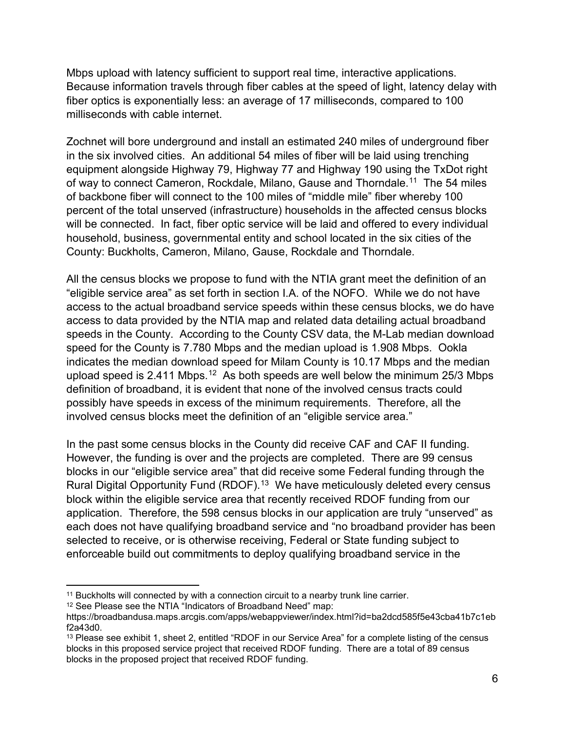Mbps upload with latency sufficient to support real time, interactive applications. Because information travels through fiber cables at the speed of light, latency delay with fiber optics is exponentially less: an average of 17 milliseconds, compared to 100 milliseconds with cable internet.

Zochnet will bore underground and install an estimated 240 miles of underground fiber in the six involved cities. An additional 54 miles of fiber will be laid using trenching equipment alongside Highway 79, Highway 77 and Highway 190 using the TxDot right of way to connect Cameron, Rockdale, Milano, Gause and Thorndale.[11] The 54 miles of backbone fiber will connect to the 100 miles of "middle mile" fiber whereby 100 percent of the total unserved (infrastructure) households in the affected census blocks will be connected. In fact, fiber optic service will be laid and offered to every individual household, business, governmental entity and school located in the six cities of the County: Buckholts, Cameron, Milano, Gause, Rockdale and Thorndale.

All the census blocks we propose to fund with the NTIA grant meet the definition of an "eligible service area" as set forth in section I.A. of the NOFO. While we do not have access to the actual broadband service speeds within these census blocks, we do have access to data provided by the NTIA map and related data detailing actual broadband speeds in the County. According to the County CSV data, the M-Lab median download speed for the County is 7.780 Mbps and the median upload is 1.908 Mbps. Ookla indicates the median download speed for Milam County is 10.17 Mbps and the median upload speed is 2.411 Mbps.[12] As both speeds are well below the minimum 25/3 Mbps definition of broadband, it is evident that none of the involved census tracts could possibly have speeds in excess of the minimum requirements. Therefore, all the involved census blocks meet the definition of an "eligible service area."

In the past some census blocks in the County did receive CAF and CAF II funding. However, the funding is over and the projects are completed. There are 99 census blocks in our "eligible service area" that did receive some Federal funding through the Rural Digital Opportunity Fund (RDOF).[13] We have meticulously deleted every census block within the eligible service area that recently received RDOF funding from our application. Therefore, the 598 census blocks in our application are truly "unserved" as each does not have qualifying broadband service and "no broadband provider has been selected to receive, or is otherwise receiving, Federal or State funding subject to enforceable build out commitments to deploy qualifying broadband service in the

[11] Buckholts will connected by with a connection circuit to a nearby trunk line carrier.

[12] See Please see the NTIA "Indicators of Broadband Need" map: https://broadbandusa.maps.arcgis.com/apps/webappviewer/index.html?id=ba2dcd585f5e43cba41b7c1ebf2a43d0.

[13] Please see exhibit 1, sheet 2, entitled "RDOF in our Service Area" for a complete listing of the census blocks in this proposed service project that received RDOF funding. There are a total of 89 census blocks in the proposed project that received RDOF funding.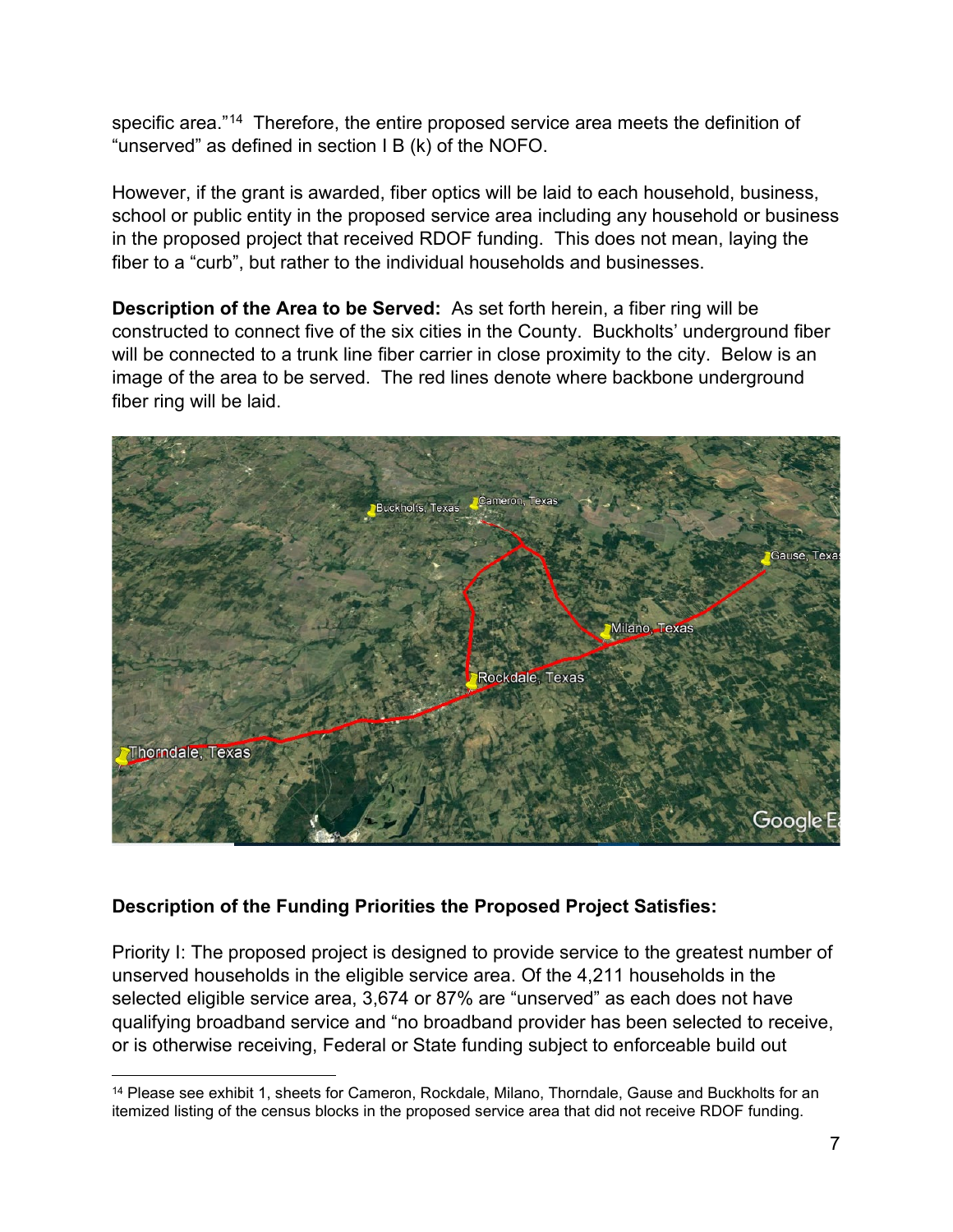specific area."[14] Therefore, the entire proposed service area meets the definition of "unserved" as defined in section I B (k) of the NOFO.

However, if the grant is awarded, fiber optics will be laid to each household, business, school or public entity in the proposed service area including any household or business in the proposed project that received RDOF funding. This does not mean, laying the fiber to a "curb", but rather to the individual households and businesses.

**Description of the Area to be Served:** As set forth herein, a fiber ring will be constructed to connect five of the six cities in the County. Buckholts' underground fiber will be connected to a trunk line fiber carrier in close proximity to the city. Below is an image of the area to be served. The red lines denote where backbone underground fiber ring will be laid.

**Description of the Funding Priorities the Proposed Project Satisfies:**

Priority I: The proposed project is designed to provide service to the greatest number of unserved households in the eligible service area. Of the 4,211 households in the selected eligible service area, 3,674 or 87% are "unserved" as each does not have qualifying broadband service and "no broadband provider has been selected to receive, or is otherwise receiving, Federal or State funding subject to enforceable build out

[14] Please see exhibit 1, sheets for Cameron, Rockdale, Milano, Thorndale, Gause and Buckholts for an itemized listing of the census blocks in the proposed service area that did not receive RDOF funding.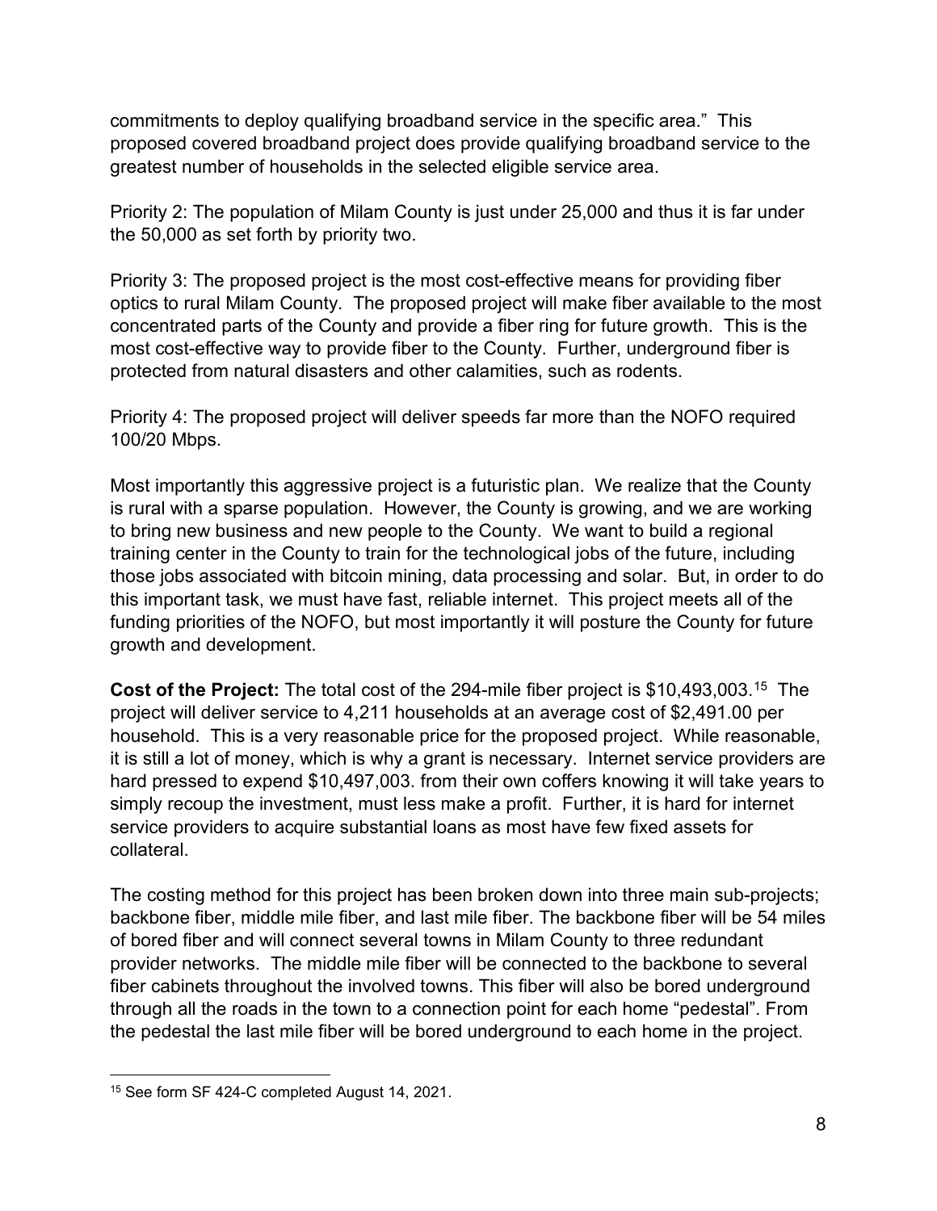commitments to deploy qualifying broadband service in the specific area." This proposed covered broadband project does provide qualifying broadband service to the greatest number of households in the selected eligible service area.

Priority 2: The population of Milam County is just under 25,000 and thus it is far under the 50,000 as set forth by priority two.

Priority 3: The proposed project is the most cost-effective means for providing fiber optics to rural Milam County. The proposed project will make fiber available to the most concentrated parts of the County and provide a fiber ring for future growth. This is the most cost-effective way to provide fiber to the County. Further, underground fiber is protected from natural disasters and other calamities, such as rodents.

Priority 4: The proposed project will deliver speeds far more than the NOFO required 100/20 Mbps.

Most importantly this aggressive project is a futuristic plan. We realize that the County is rural with a sparse population. However, the County is growing, and we are working to bring new business and new people to the County. We want to build a regional training center in the County to train for the technological jobs of the future, including those jobs associated with bitcoin mining, data processing and solar. But, in order to do this important task, we must have fast, reliable internet. This project meets all of the funding priorities of the NOFO, but most importantly it will posture the County for future growth and development.

**Cost of the Project:** The total cost of the 294-mile fiber project is $10,493,003.[15] The project will deliver service to 4,211 households at an average cost of $2,491.00 per household. This is a very reasonable price for the proposed project. While reasonable, it is still a lot of money, which is why a grant is necessary. Internet service providers are hard pressed to expend $10,497,003. from their own coffers knowing it will take years to simply recoup the investment, must less make a profit. Further, it is hard for internet service providers to acquire substantial loans as most have few fixed assets for collateral.

The costing method for this project has been broken down into three main sub-projects; backbone fiber, middle mile fiber, and last mile fiber. The backbone fiber will be 54 miles of bored fiber and will connect several towns in Milam County to three redundant provider networks. The middle mile fiber will be connected to the backbone to several fiber cabinets throughout the involved towns. This fiber will also be bored underground through all the roads in the town to a connection point for each home "pedestal". From the pedestal the last mile fiber will be bored underground to each home in the project.

---

[15] See form SF 424-C completed August 14, 2021.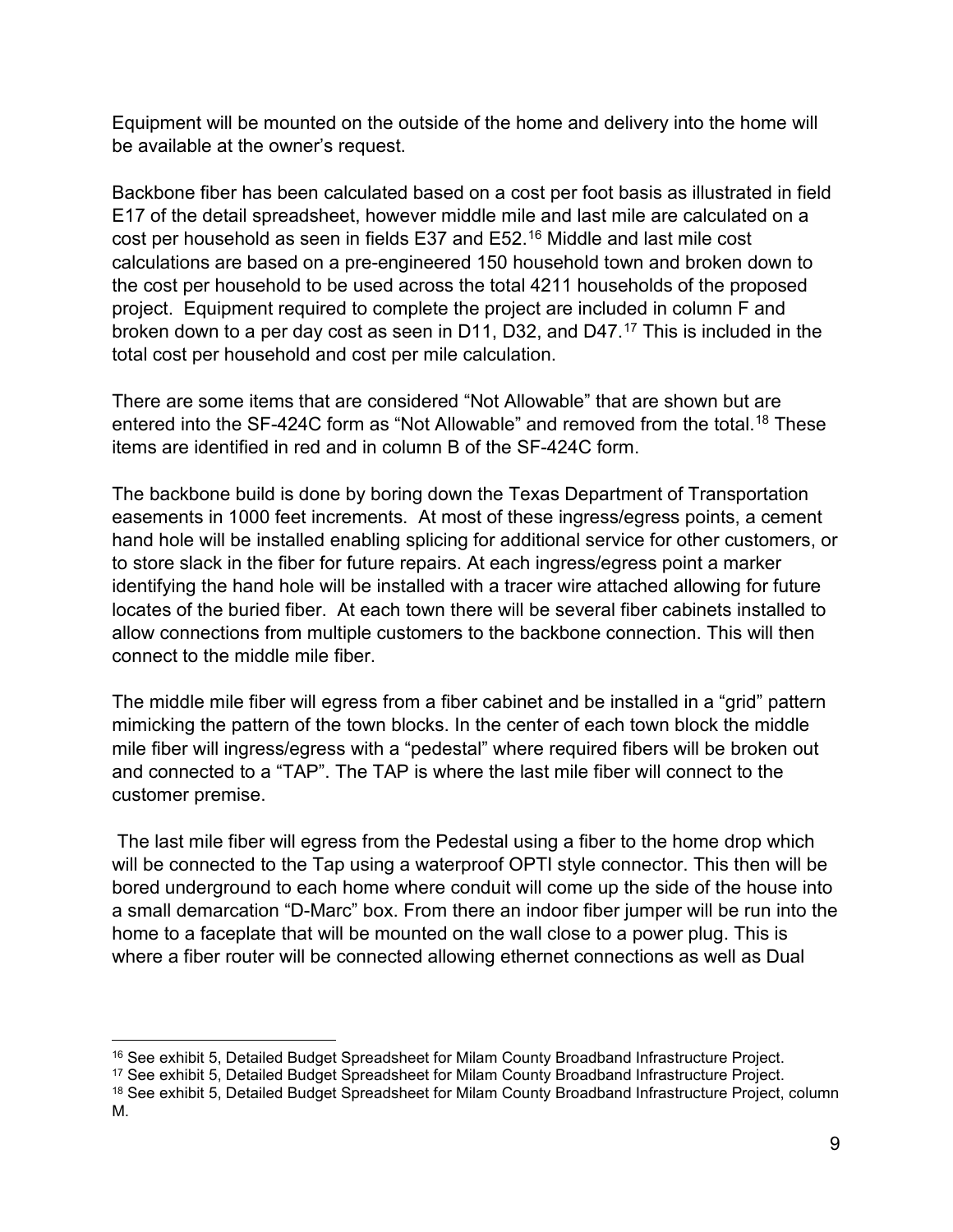Equipment will be mounted on the outside of the home and delivery into the home will be available at the owner's request.

Backbone fiber has been calculated based on a cost per foot basis as illustrated in field E17 of the detail spreadsheet, however middle mile and last mile are calculated on a cost per household as seen in fields E37 and E52.[16] Middle and last mile cost calculations are based on a pre-engineered 150 household town and broken down to the cost per household to be used across the total 4211 households of the proposed project. Equipment required to complete the project are included in column F and broken down to a per day cost as seen in D11, D32, and D47.[17] This is included in the total cost per household and cost per mile calculation.

There are some items that are considered "Not Allowable" that are shown but are entered into the SF-424C form as "Not Allowable" and removed from the total.[18] These items are identified in red and in column B of the SF-424C form.

The backbone build is done by boring down the Texas Department of Transportation easements in 1000 feet increments. At most of these ingress/egress points, a cement hand hole will be installed enabling splicing for additional service for other customers, or to store slack in the fiber for future repairs. At each ingress/egress point a marker identifying the hand hole will be installed with a tracer wire attached allowing for future locates of the buried fiber. At each town there will be several fiber cabinets installed to allow connections from multiple customers to the backbone connection. This will then connect to the middle mile fiber.

The middle mile fiber will egress from a fiber cabinet and be installed in a "grid" pattern mimicking the pattern of the town blocks. In the center of each town block the middle mile fiber will ingress/egress with a "pedestal" where required fibers will be broken out and connected to a "TAP". The TAP is where the last mile fiber will connect to the customer premise.

The last mile fiber will egress from the Pedestal using a fiber to the home drop which will be connected to the Tap using a waterproof OPTI style connector. This then will be bored underground to each home where conduit will come up the side of the house into a small demarcation "D-Marc" box. From there an indoor fiber jumper will be run into the home to a faceplate that will be mounted on the wall close to a power plug. This is where a fiber router will be connected allowing ethernet connections as well as Dual

---

[16] See exhibit 5, Detailed Budget Spreadsheet for Milam County Broadband Infrastructure Project.

[17] See exhibit 5, Detailed Budget Spreadsheet for Milam County Broadband Infrastructure Project.

[18] See exhibit 5, Detailed Budget Spreadsheet for Milam County Broadband Infrastructure Project, column M.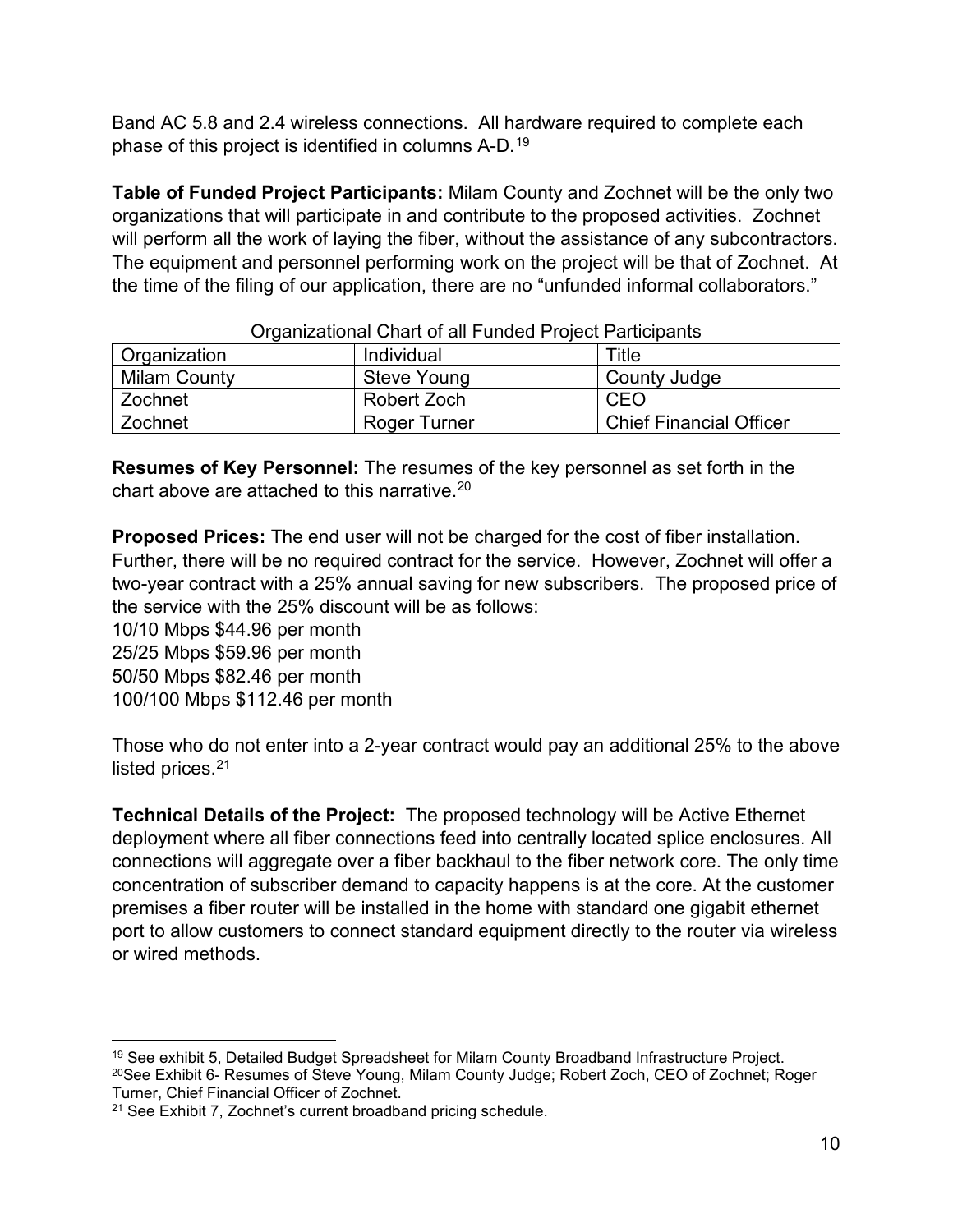Band AC 5.8 and 2.4 wireless connections. All hardware required to complete each phase of this project is identified in columns A-D.[19]

**Table of Funded Project Participants:** Milam County and Zochnet will be the only two organizations that will participate in and contribute to the proposed activities. Zochnet will perform all the work of laying the fiber, without the assistance of any subcontractors. The equipment and personnel performing work on the project will be that of Zochnet. At the time of the filing of our application, there are no "unfunded informal collaborators."

Organizational Chart of all Funded Project Participants

| Organization | Individual | Title |
|---|---|---|
| Milam County | Steve Young | County Judge |
| Zochnet | Robert Zoch | CEO |
| Zochnet | Roger Turner | Chief Financial Officer |

**Resumes of Key Personnel:** The resumes of the key personnel as set forth in the chart above are attached to this narrative.[20]

**Proposed Prices:** The end user will not be charged for the cost of fiber installation. Further, there will be no required contract for the service. However, Zochnet will offer a two-year contract with a 25% annual saving for new subscribers. The proposed price of the service with the 25% discount will be as follows:
10/10 Mbps $44.96 per month
25/25 Mbps $59.96 per month
50/50 Mbps $82.46 per month
100/100 Mbps $112.46 per month

Those who do not enter into a 2-year contract would pay an additional 25% to the above listed prices.[21]

**Technical Details of the Project:** The proposed technology will be Active Ethernet deployment where all fiber connections feed into centrally located splice enclosures. All connections will aggregate over a fiber backhaul to the fiber network core. The only time concentration of subscriber demand to capacity happens is at the core. At the customer premises a fiber router will be installed in the home with standard one gigabit ethernet port to allow customers to connect standard equipment directly to the router via wireless or wired methods.

---

[19] See exhibit 5, Detailed Budget Spreadsheet for Milam County Broadband Infrastructure Project.
[20] See Exhibit 6- Resumes of Steve Young, Milam County Judge; Robert Zoch, CEO of Zochnet; Roger Turner, Chief Financial Officer of Zochnet.
[21] See Exhibit 7, Zochnet's current broadband pricing schedule.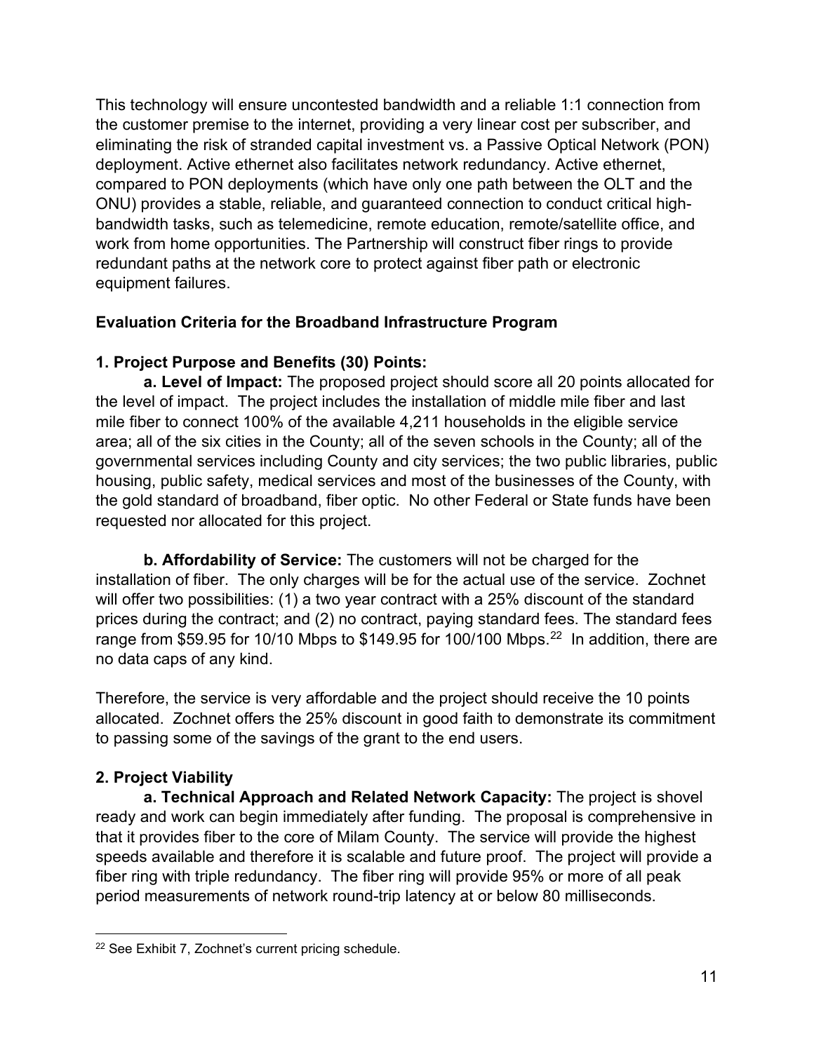This technology will ensure uncontested bandwidth and a reliable 1:1 connection from the customer premise to the internet, providing a very linear cost per subscriber, and eliminating the risk of stranded capital investment vs. a Passive Optical Network (PON) deployment. Active ethernet also facilitates network redundancy. Active ethernet, compared to PON deployments (which have only one path between the OLT and the ONU) provides a stable, reliable, and guaranteed connection to conduct critical high-bandwidth tasks, such as telemedicine, remote education, remote/satellite office, and work from home opportunities. The Partnership will construct fiber rings to provide redundant paths at the network core to protect against fiber path or electronic equipment failures.

**Evaluation Criteria for the Broadband Infrastructure Program**

**1. Project Purpose and Benefits (30) Points:**

**a. Level of Impact:** The proposed project should score all 20 points allocated for the level of impact. The project includes the installation of middle mile fiber and last mile fiber to connect 100% of the available 4,211 households in the eligible service area; all of the six cities in the County; all of the seven schools in the County; all of the governmental services including County and city services; the two public libraries, public housing, public safety, medical services and most of the businesses of the County, with the gold standard of broadband, fiber optic. No other Federal or State funds have been requested nor allocated for this project.

**b. Affordability of Service:** The customers will not be charged for the installation of fiber. The only charges will be for the actual use of the service. Zochnet will offer two possibilities: (1) a two year contract with a 25% discount of the standard prices during the contract; and (2) no contract, paying standard fees. The standard fees range from $59.95 for 10/10 Mbps to $149.95 for 100/100 Mbps.[22] In addition, there are no data caps of any kind.

Therefore, the service is very affordable and the project should receive the 10 points allocated. Zochnet offers the 25% discount in good faith to demonstrate its commitment to passing some of the savings of the grant to the end users.

**2. Project Viability**

**a. Technical Approach and Related Network Capacity:** The project is shovel ready and work can begin immediately after funding. The proposal is comprehensive in that it provides fiber to the core of Milam County. The service will provide the highest speeds available and therefore it is scalable and future proof. The project will provide a fiber ring with triple redundancy. The fiber ring will provide 95% or more of all peak period measurements of network round-trip latency at or below 80 milliseconds.

[22] See Exhibit 7, Zochnet's current pricing schedule.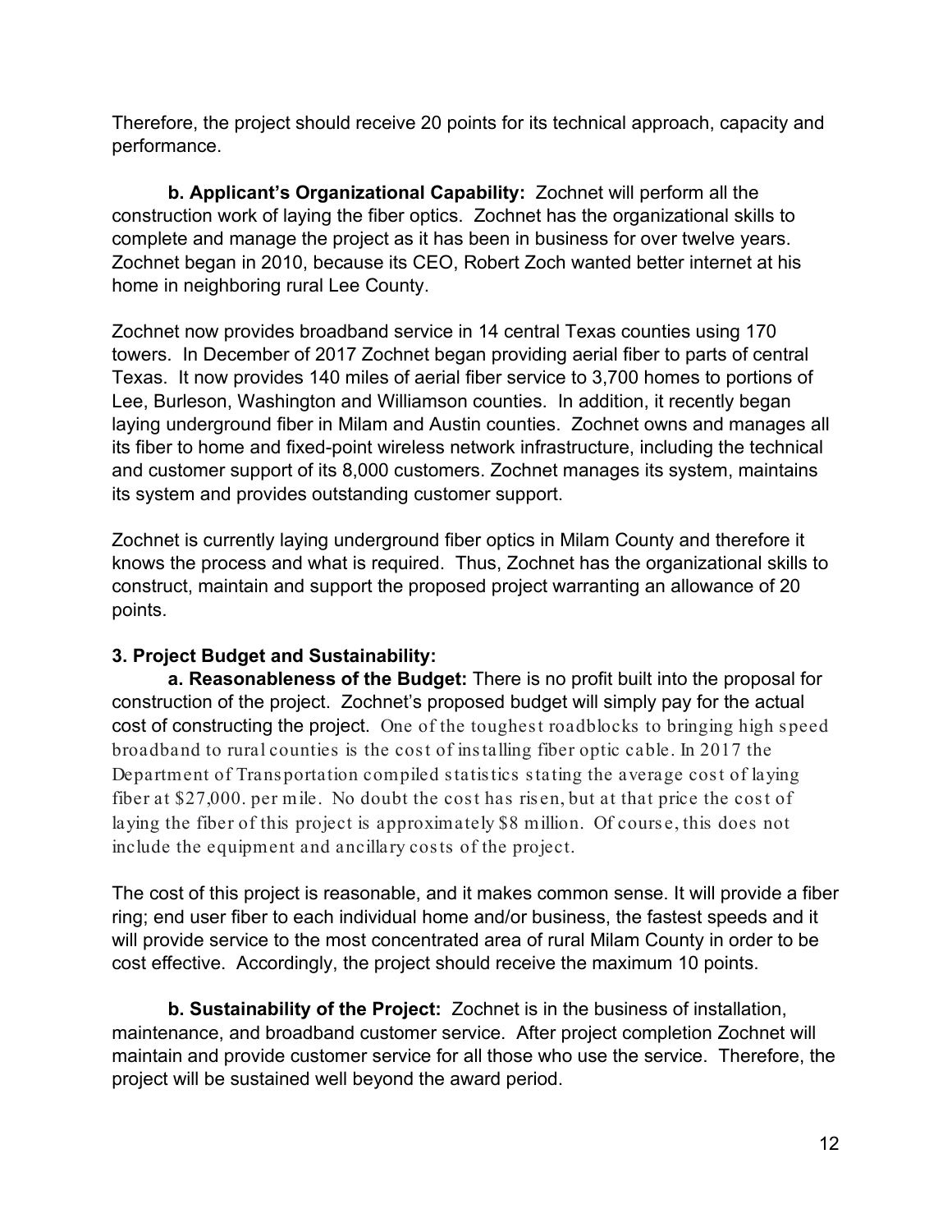Therefore, the project should receive 20 points for its technical approach, capacity and performance.

**b. Applicant's Organizational Capability:** Zochnet will perform all the construction work of laying the fiber optics. Zochnet has the organizational skills to complete and manage the project as it has been in business for over twelve years. Zochnet began in 2010, because its CEO, Robert Zoch wanted better internet at his home in neighboring rural Lee County.

Zochnet now provides broadband service in 14 central Texas counties using 170 towers. In December of 2017 Zochnet began providing aerial fiber to parts of central Texas. It now provides 140 miles of aerial fiber service to 3,700 homes to portions of Lee, Burleson, Washington and Williamson counties. In addition, it recently began laying underground fiber in Milam and Austin counties. Zochnet owns and manages all its fiber to home and fixed-point wireless network infrastructure, including the technical and customer support of its 8,000 customers. Zochnet manages its system, maintains its system and provides outstanding customer support.

Zochnet is currently laying underground fiber optics in Milam County and therefore it knows the process and what is required. Thus, Zochnet has the organizational skills to construct, maintain and support the proposed project warranting an allowance of 20 points.

**3. Project Budget and Sustainability:**

**a. Reasonableness of the Budget:** There is no profit built into the proposal for construction of the project. Zochnet's proposed budget will simply pay for the actual cost of constructing the project. One of the toughest roadblocks to bringing high speed broadband to rural counties is the cost of installing fiber optic cable. In 2017 the Department of Transportation compiled statistics stating the average cost of laying fiber at $27,000. per mile. No doubt the cost has risen, but at that price the cost of laying the fiber of this project is approximately $8 million. Of course, this does not include the equipment and ancillary costs of the project.

The cost of this project is reasonable, and it makes common sense. It will provide a fiber ring; end user fiber to each individual home and/or business, the fastest speeds and it will provide service to the most concentrated area of rural Milam County in order to be cost effective. Accordingly, the project should receive the maximum 10 points.

**b. Sustainability of the Project:** Zochnet is in the business of installation, maintenance, and broadband customer service. After project completion Zochnet will maintain and provide customer service for all those who use the service. Therefore, the project will be sustained well beyond the award period.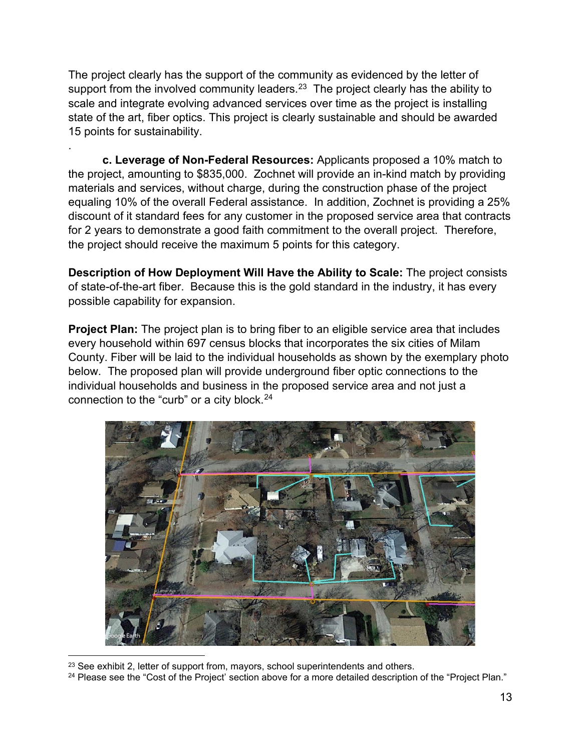The project clearly has the support of the community as evidenced by the letter of support from the involved community leaders.[23] The project clearly has the ability to scale and integrate evolving advanced services over time as the project is installing state of the art, fiber optics. This project is clearly sustainable and should be awarded 15 points for sustainability.

.

**c. Leverage of Non-Federal Resources:** Applicants proposed a 10% match to the project, amounting to $835,000. Zochnet will provide an in-kind match by providing materials and services, without charge, during the construction phase of the project equaling 10% of the overall Federal assistance. In addition, Zochnet is providing a 25% discount of it standard fees for any customer in the proposed service area that contracts for 2 years to demonstrate a good faith commitment to the overall project. Therefore, the project should receive the maximum 5 points for this category.

**Description of How Deployment Will Have the Ability to Scale:** The project consists of state-of-the-art fiber. Because this is the gold standard in the industry, it has every possible capability for expansion.

**Project Plan:** The project plan is to bring fiber to an eligible service area that includes every household within 697 census blocks that incorporates the six cities of Milam County. Fiber will be laid to the individual households as shown by the exemplary photo below. The proposed plan will provide underground fiber optic connections to the individual households and business in the proposed service area and not just a connection to the "curb" or a city block.[24]

[23] See exhibit 2, letter of support from, mayors, school superintendents and others.

[24] Please see the "Cost of the Project' section above for a more detailed description of the "Project Plan."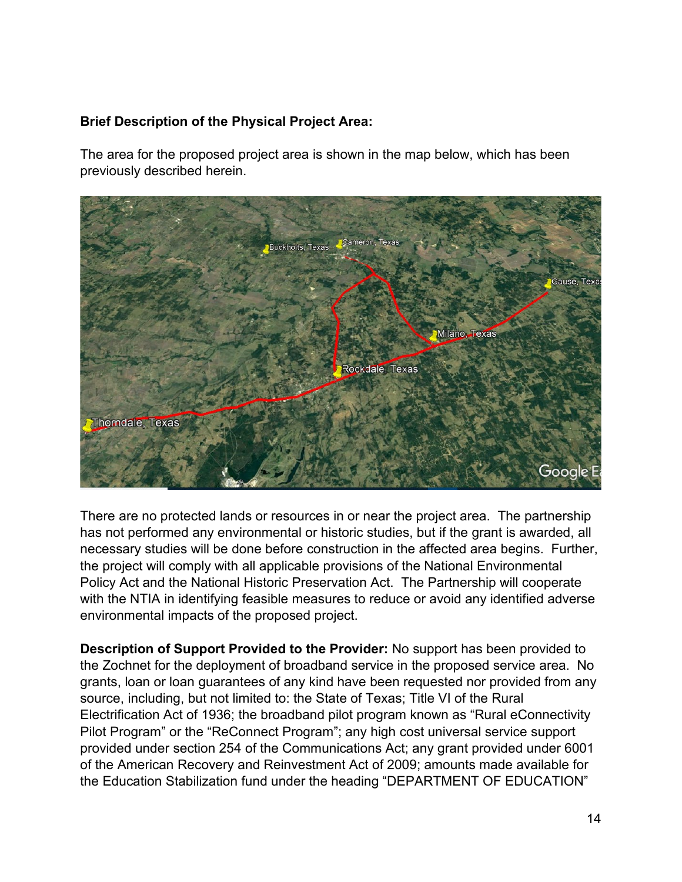**Brief Description of the Physical Project Area:**

The area for the proposed project area is shown in the map below, which has been previously described herein.

There are no protected lands or resources in or near the project area. The partnership has not performed any environmental or historic studies, but if the grant is awarded, all necessary studies will be done before construction in the affected area begins. Further, the project will comply with all applicable provisions of the National Environmental Policy Act and the National Historic Preservation Act. The Partnership will cooperate with the NTIA in identifying feasible measures to reduce or avoid any identified adverse environmental impacts of the proposed project.

**Description of Support Provided to the Provider:** No support has been provided to the Zochnet for the deployment of broadband service in the proposed service area. No grants, loan or loan guarantees of any kind have been requested nor provided from any source, including, but not limited to: the State of Texas; Title VI of the Rural Electrification Act of 1936; the broadband pilot program known as "Rural eConnectivity Pilot Program" or the "ReConnect Program"; any high cost universal service support provided under section 254 of the Communications Act; any grant provided under 6001 of the American Recovery and Reinvestment Act of 2009; amounts made available for the Education Stabilization fund under the heading "DEPARTMENT OF EDUCATION"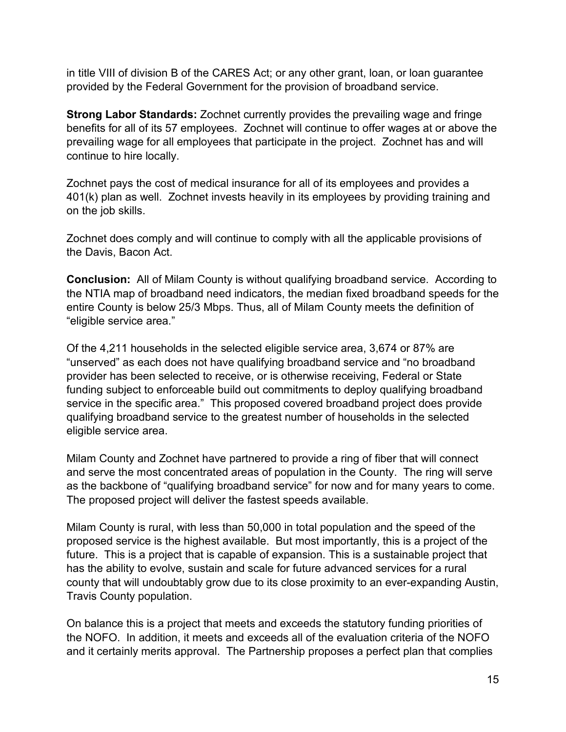in title VIII of division B of the CARES Act; or any other grant, loan, or loan guarantee provided by the Federal Government for the provision of broadband service.

**Strong Labor Standards:** Zochnet currently provides the prevailing wage and fringe benefits for all of its 57 employees. Zochnet will continue to offer wages at or above the prevailing wage for all employees that participate in the project. Zochnet has and will continue to hire locally.

Zochnet pays the cost of medical insurance for all of its employees and provides a 401(k) plan as well. Zochnet invests heavily in its employees by providing training and on the job skills.

Zochnet does comply and will continue to comply with all the applicable provisions of the Davis, Bacon Act.

**Conclusion:** All of Milam County is without qualifying broadband service. According to the NTIA map of broadband need indicators, the median fixed broadband speeds for the entire County is below 25/3 Mbps. Thus, all of Milam County meets the definition of "eligible service area."

Of the 4,211 households in the selected eligible service area, 3,674 or 87% are "unserved" as each does not have qualifying broadband service and "no broadband provider has been selected to receive, or is otherwise receiving, Federal or State funding subject to enforceable build out commitments to deploy qualifying broadband service in the specific area." This proposed covered broadband project does provide qualifying broadband service to the greatest number of households in the selected eligible service area.

Milam County and Zochnet have partnered to provide a ring of fiber that will connect and serve the most concentrated areas of population in the County. The ring will serve as the backbone of "qualifying broadband service" for now and for many years to come. The proposed project will deliver the fastest speeds available.

Milam County is rural, with less than 50,000 in total population and the speed of the proposed service is the highest available. But most importantly, this is a project of the future. This is a project that is capable of expansion. This is a sustainable project that has the ability to evolve, sustain and scale for future advanced services for a rural county that will undoubtably grow due to its close proximity to an ever-expanding Austin, Travis County population.

On balance this is a project that meets and exceeds the statutory funding priorities of the NOFO. In addition, it meets and exceeds all of the evaluation criteria of the NOFO and it certainly merits approval. The Partnership proposes a perfect plan that complies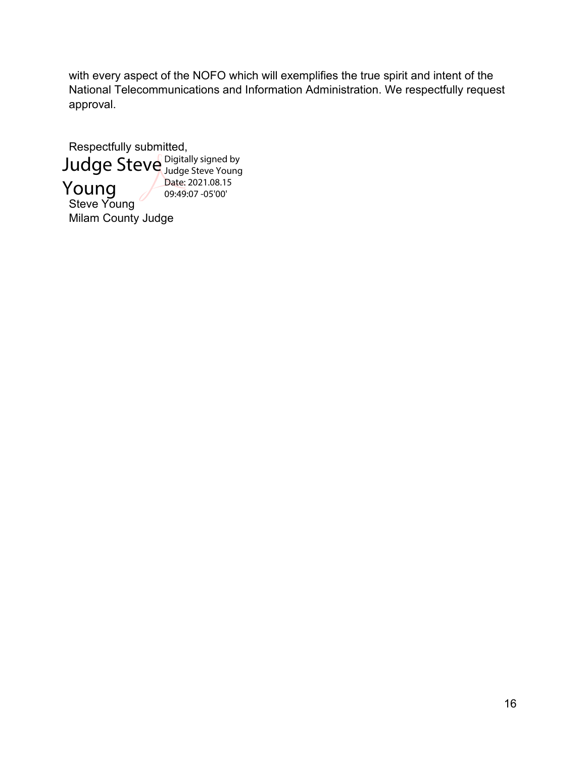with every aspect of the NOFO which will exemplifies the true spirit and intent of the National Telecommunications and Information Administration. We respectfully request approval.

Respectfully submitted,

Judge Steve Young

Digitally signed by Judge Steve Young
Date: 2021.08.15 09:49:07 -05'00'

Steve Young
Milam County Judge